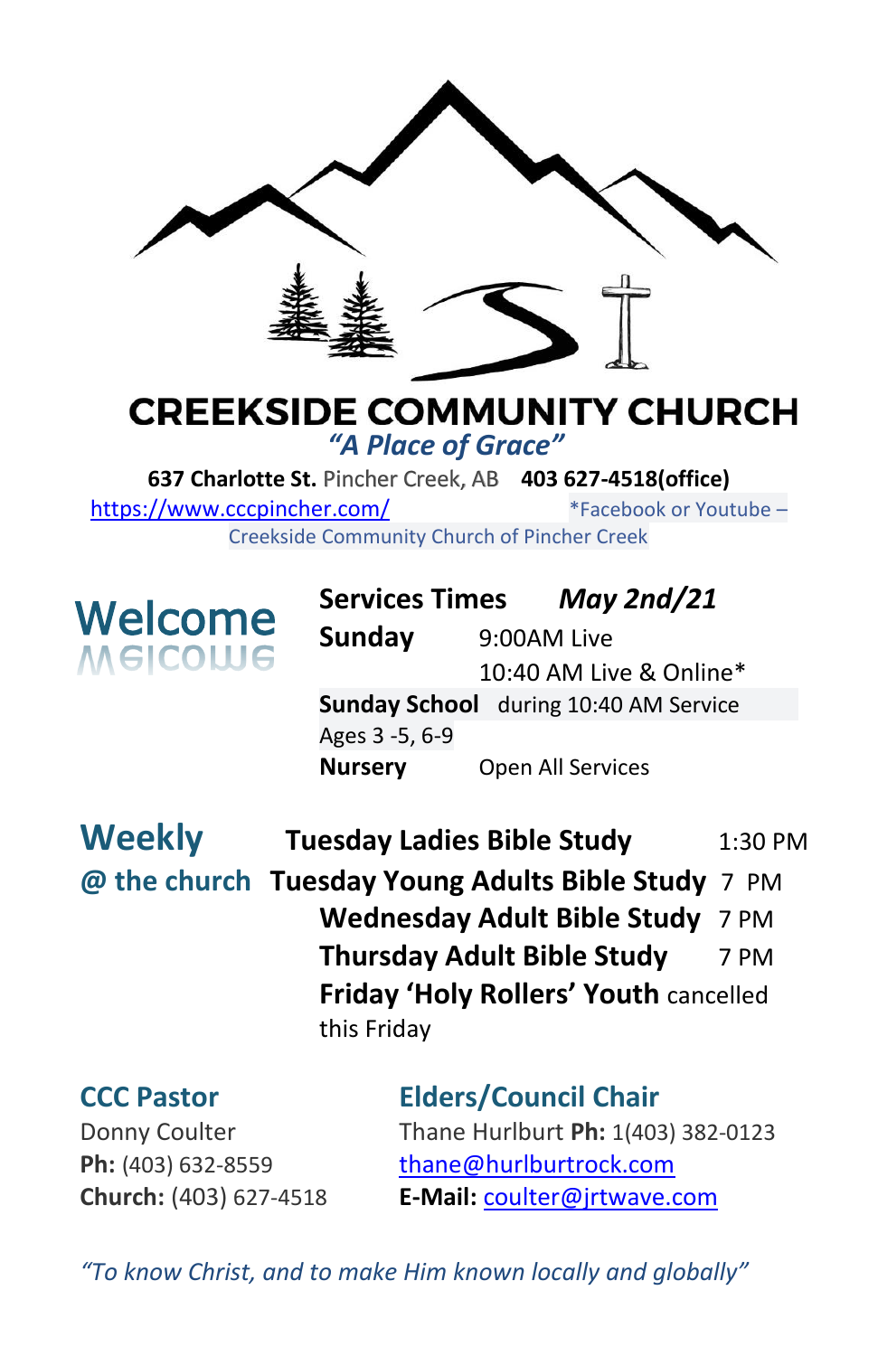# CREEKSIDE COMMUNITY CHURCH

*"A Place of Grace"*

**637 Charlotte St.** Pincher Creek, AB **403 627-4518(office)**

https://www.cccpincher.com/ *Facebook or Youtube – Creekside Community Church of Pincher Creek

## Welcome

**Services Times** ***May 2nd/21***

**Sunday** 9:00AM Live
10:40 AM Live & Online*

**Sunday School** during 10:40 AM Service
Ages 3 -5, 6-9

**Nursery** Open All Services

## Weekly @ the church

**Tuesday Ladies Bible Study** 1:30 PM
**Tuesday Young Adults Bible Study** 7 PM
**Wednesday Adult Bible Study** 7 PM
**Thursday Adult Bible Study** 7 PM
**Friday 'Holy Rollers' Youth** cancelled this Friday

### CCC Pastor

Donny Coulter
**Ph:** (403) 632-8559
**Church:** (403) 627-4518
**E-Mail:** coulter@jrtwave.com

### Elders/Council Chair

Thane Hurlburt **Ph:** 1(403) 382-0123
thane@hurlburtrock.com

*"To know Christ, and to make Him known locally and globally"*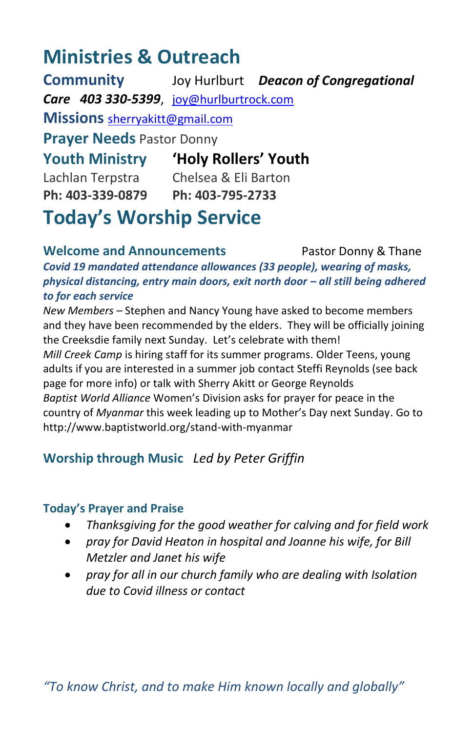# Ministries & Outreach

**Community Care** Joy Hurlburt ***Deacon of Congregational Care*** ***403 330-5399***, joy@hurlburtrock.com

**Missions** sherryakitt@gmail.com

**Prayer Needs** Pastor Donny

| **Youth Ministry** | **'Holy Rollers' Youth** |
| --- | --- |
| Lachlan Terpstra | Chelsea & Eli Barton |
| **Ph: 403-339-0879** | **Ph: 403-795-2733** |

# Today's Worship Service

### Welcome and Announcements

Pastor Donny & Thane

***Covid 19 mandated attendance allowances (33 people), wearing of masks, physical distancing, entry main doors, exit north door – all still being adhered to for each service***

*New Members* – Stephen and Nancy Young have asked to become members and they have been recommended by the elders. They will be officially joining the Creeksdie family next Sunday. Let's celebrate with them!

*Mill Creek Camp* is hiring staff for its summer programs. Older Teens, young adults if you are interested in a summer job contact Steffi Reynolds (see back page for more info) or talk with Sherry Akitt or George Reynolds

*Baptist World Alliance* Women's Division asks for prayer for peace in the country of *Myanmar* this week leading up to Mother's Day next Sunday. Go to http://www.baptistworld.org/stand-with-myanmar

### Worship through Music *Led by Peter Griffin*

### Today's Prayer and Praise

- *Thanksgiving for the good weather for calving and for field work*
- *pray for David Heaton in hospital and Joanne his wife, for Bill Metzler and Janet his wife*
- *pray for all in our church family who are dealing with Isolation due to Covid illness or contact*

*"To know Christ, and to make Him known locally and globally"*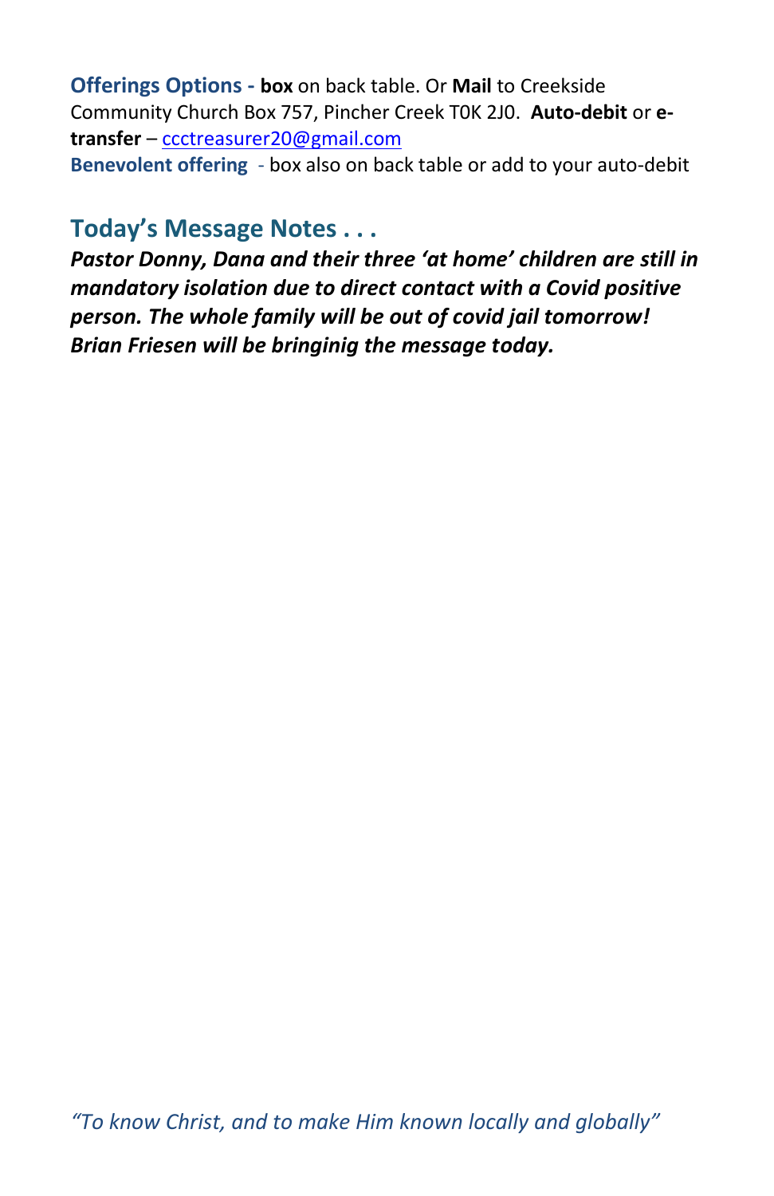**Offerings Options - box** on back table. Or **Mail** to Creekside Community Church Box 757, Pincher Creek T0K 2J0. **Auto-debit** or **e-transfer** – ccctreasurer20@gmail.com

**Benevolent offering** - box also on back table or add to your auto-debit

## Today's Message Notes . . .

***Pastor Donny, Dana and their three 'at home' children are still in mandatory isolation due to direct contact with a Covid positive person. The whole family will be out of covid jail tomorrow! Brian Friesen will be bringinig the message today.***

*"To know Christ, and to make Him known locally and globally"*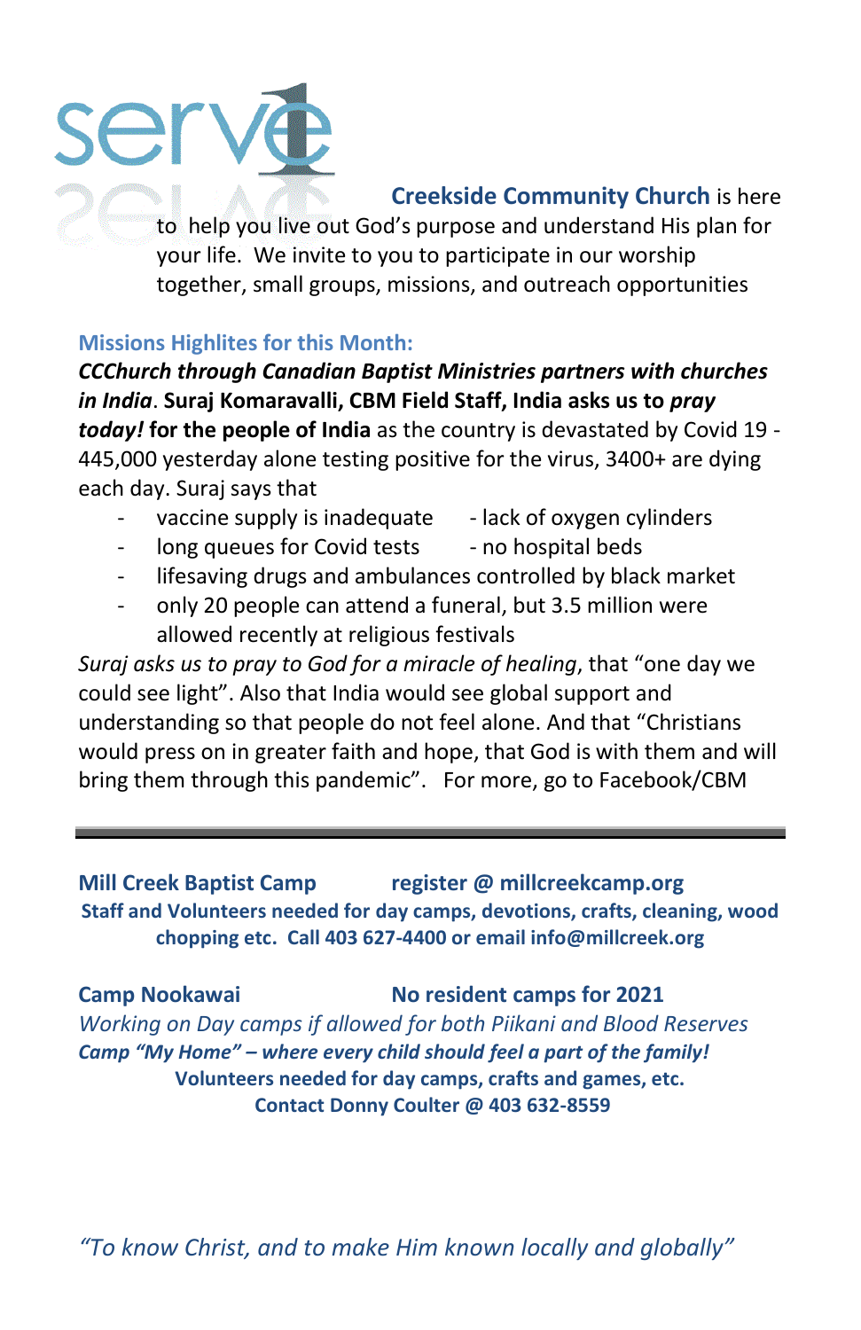serve

**Creekside Community Church** is here to help you live out God's purpose and understand His plan for your life. We invite to you to participate in our worship together, small groups, missions, and outreach opportunities

### Missions Highlites for this Month:

***CCChurch through Canadian Baptist Ministries partners with churches in India*. Suraj Komaravalli, CBM Field Staff, India asks us to *pray today!* for the people of India** as the country is devastated by Covid 19 - 445,000 yesterday alone testing positive for the virus, 3400+ are dying each day. Suraj says that

- vaccine supply is inadequate
- lack of oxygen cylinders
- long queues for Covid tests
- no hospital beds
- lifesaving drugs and ambulances controlled by black market
- only 20 people can attend a funeral, but 3.5 million were allowed recently at religious festivals

*Suraj asks us to pray to God for a miracle of healing*, that "one day we could see light". Also that India would see global support and understanding so that people do not feel alone. And that "Christians would press on in greater faith and hope, that God is with them and will bring them through this pandemic". For more, go to Facebook/CBM

---

**Mill Creek Baptist Camp** **register @ millcreekcamp.org**

**Staff and Volunteers needed for day camps, devotions, crafts, cleaning, wood chopping etc. Call 403 627-4400 or email info@millcreek.org**

**Camp Nookawai** **No resident camps for 2021**

*Working on Day camps if allowed for both Piikani and Blood Reserves*

***Camp "My Home" – where every child should feel a part of the family!***

**Volunteers needed for day camps, crafts and games, etc.**

**Contact Donny Coulter @ 403 632-8559**

*"To know Christ, and to make Him known locally and globally"*